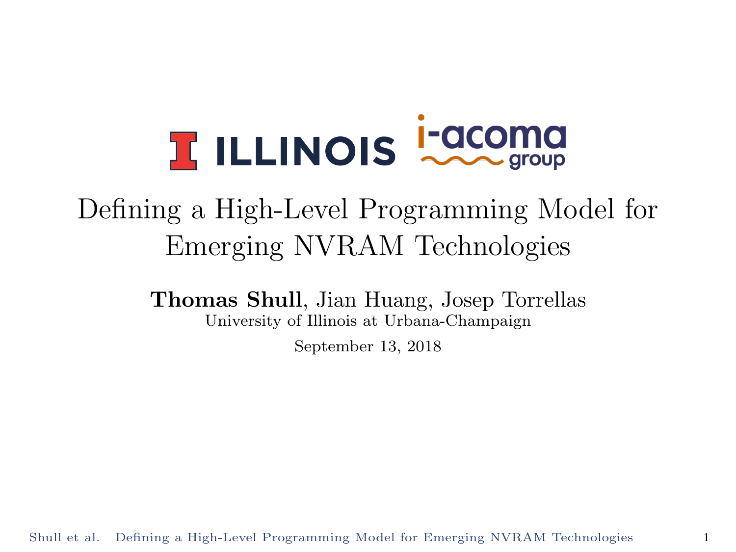ILLINOIS i-acoma group

# Defining a High-Level Programming Model for Emerging NVRAM Technologies

**Thomas Shull**, Jian Huang, Josep Torrellas

University of Illinois at Urbana-Champaign

September 13, 2018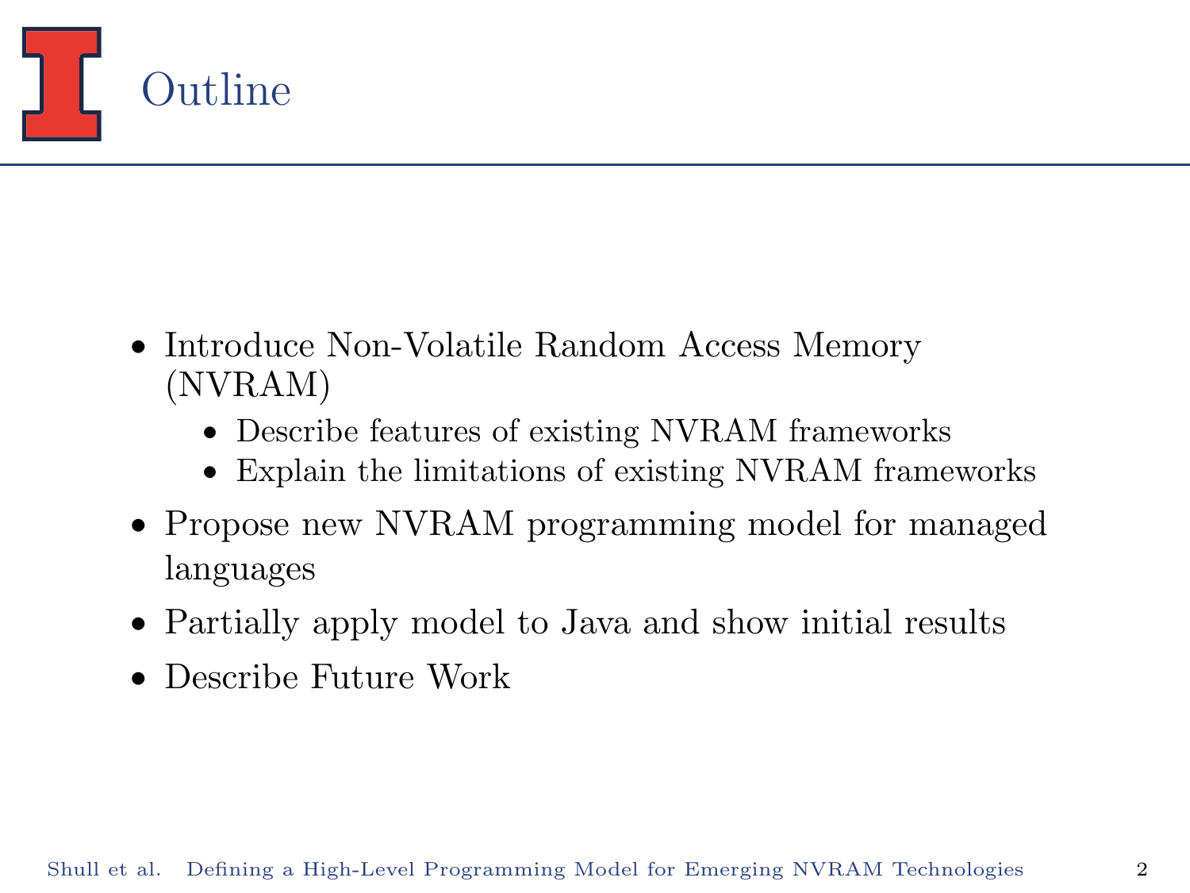# Outline

- Introduce Non-Volatile Random Access Memory (NVRAM)
  - Describe features of existing NVRAM frameworks
  - Explain the limitations of existing NVRAM frameworks
- Propose new NVRAM programming model for managed languages
- Partially apply model to Java and show initial results
- Describe Future Work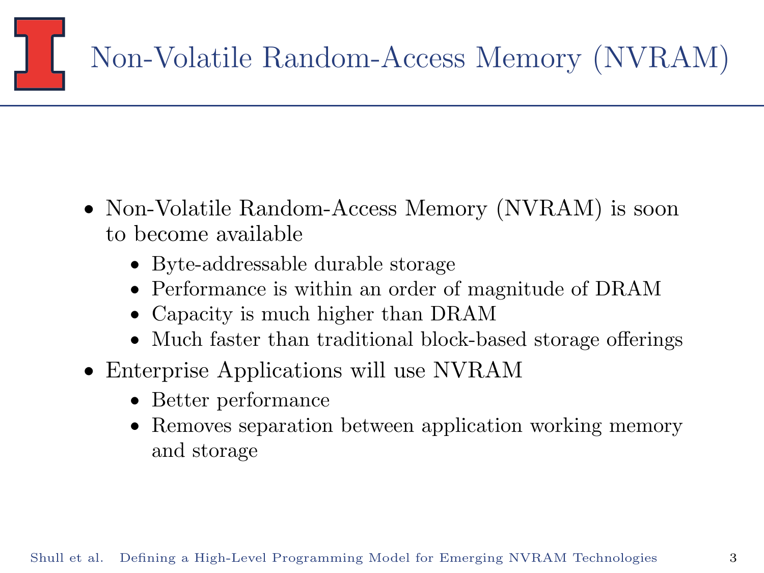# Non-Volatile Random-Access Memory (NVRAM)

- Non-Volatile Random-Access Memory (NVRAM) is soon to become available
  - Byte-addressable durable storage
  - Performance is within an order of magnitude of DRAM
  - Capacity is much higher than DRAM
  - Much faster than traditional block-based storage offerings
- Enterprise Applications will use NVRAM
  - Better performance
  - Removes separation between application working memory and storage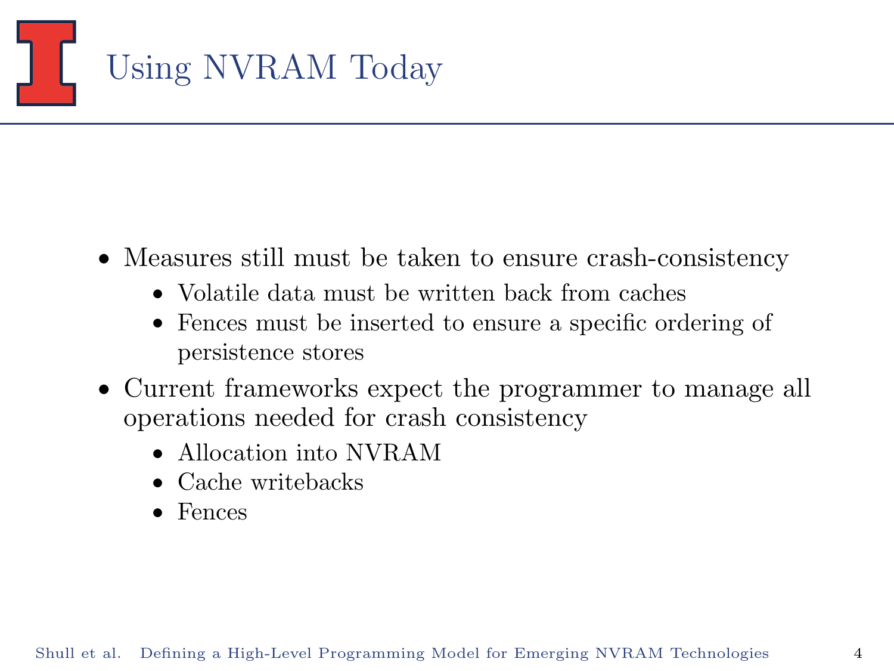# Using NVRAM Today

- Measures still must be taken to ensure crash-consistency
  - Volatile data must be written back from caches
  - Fences must be inserted to ensure a specific ordering of persistence stores
- Current frameworks expect the programmer to manage all operations needed for crash consistency
  - Allocation into NVRAM
  - Cache writebacks
  - Fences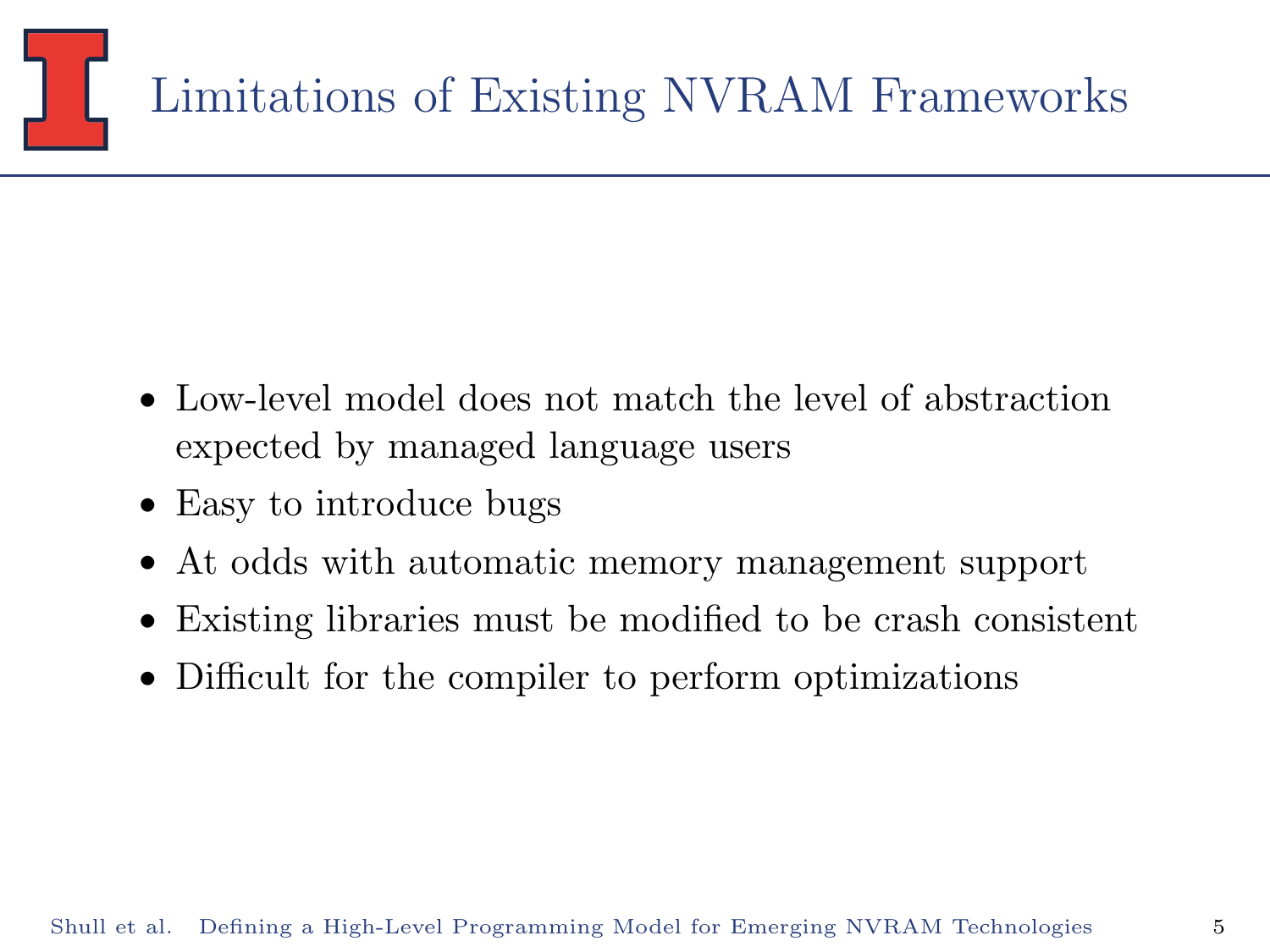# Limitations of Existing NVRAM Frameworks

- Low-level model does not match the level of abstraction expected by managed language users
- Easy to introduce bugs
- At odds with automatic memory management support
- Existing libraries must be modified to be crash consistent
- Difficult for the compiler to perform optimizations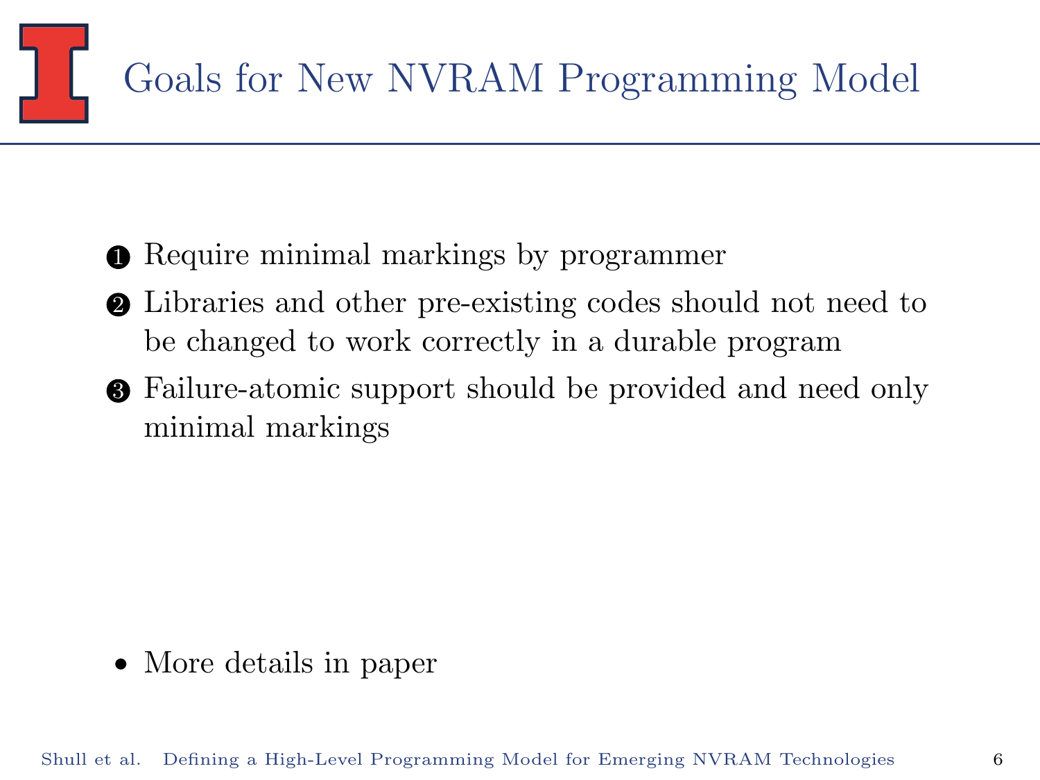# Goals for New NVRAM Programming Model

1. Require minimal markings by programmer
2. Libraries and other pre-existing codes should not need to be changed to work correctly in a durable program
3. Failure-atomic support should be provided and need only minimal markings

- More details in paper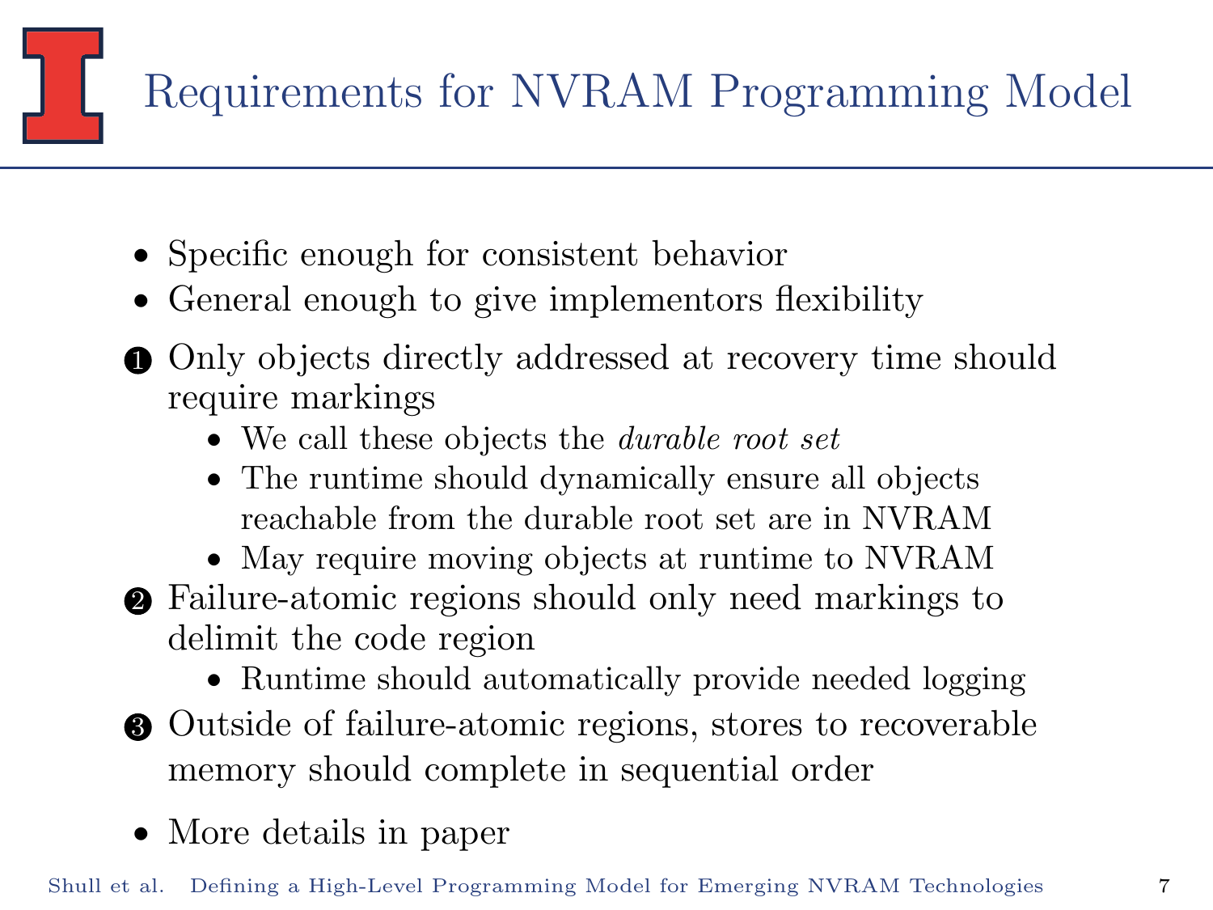# Requirements for NVRAM Programming Model

- Specific enough for consistent behavior
- General enough to give implementors flexibility

1. Only objects directly addressed at recovery time should require markings
   - We call these objects the *durable root set*
   - The runtime should dynamically ensure all objects reachable from the durable root set are in NVRAM
   - May require moving objects at runtime to NVRAM
2. Failure-atomic regions should only need markings to delimit the code region
   - Runtime should automatically provide needed logging
3. Outside of failure-atomic regions, stores to recoverable memory should complete in sequential order

- More details in paper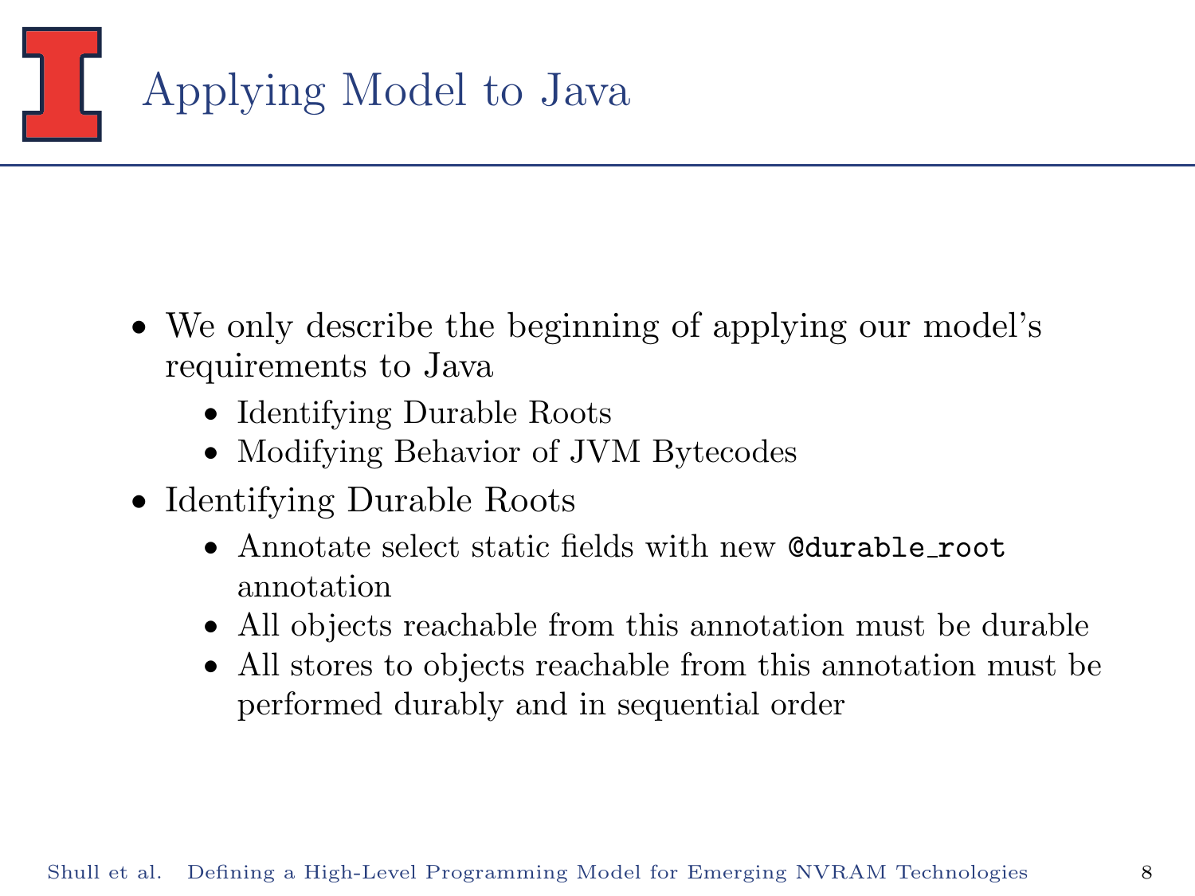# Applying Model to Java

- We only describe the beginning of applying our model's requirements to Java
  - Identifying Durable Roots
  - Modifying Behavior of JVM Bytecodes
- Identifying Durable Roots
  - Annotate select static fields with new `@durable_root` annotation
  - All objects reachable from this annotation must be durable
  - All stores to objects reachable from this annotation must be performed durably and in sequential order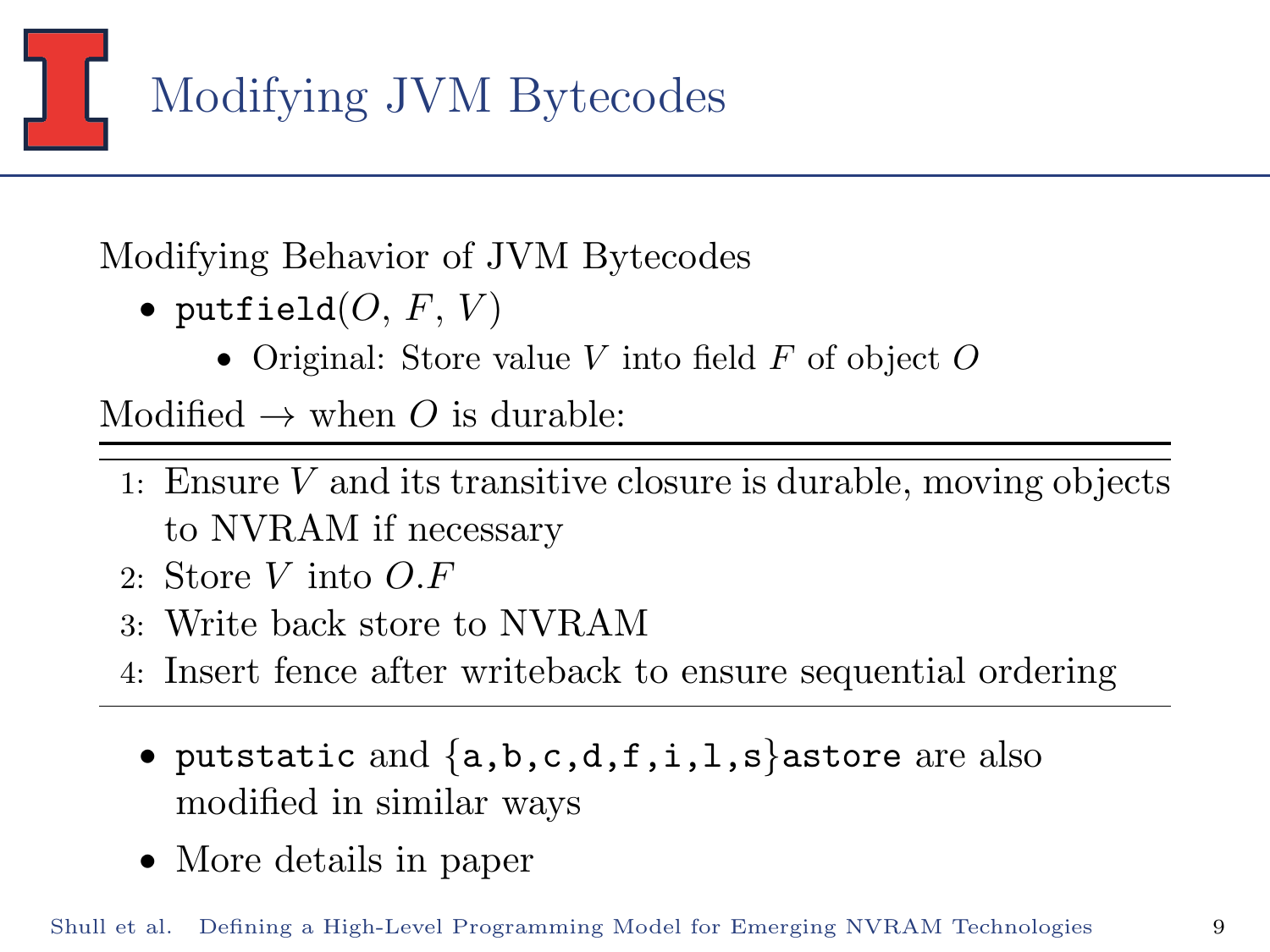# Modifying JVM Bytecodes

Modifying Behavior of JVM Bytecodes

- `putfield`($O$, $F$, $V$)
  - Original: Store value $V$ into field $F$ of object $O$

Modified → when $O$ is durable:

1. Ensure $V$ and its transitive closure is durable, moving objects to NVRAM if necessary
2. Store $V$ into $O.F$
3. Write back store to NVRAM
4. Insert fence after writeback to ensure sequential ordering

- `putstatic` and {`a`,`b`,`c`,`d`,`f`,`i`,`l`,`s`}`astore` are also modified in similar ways
- More details in paper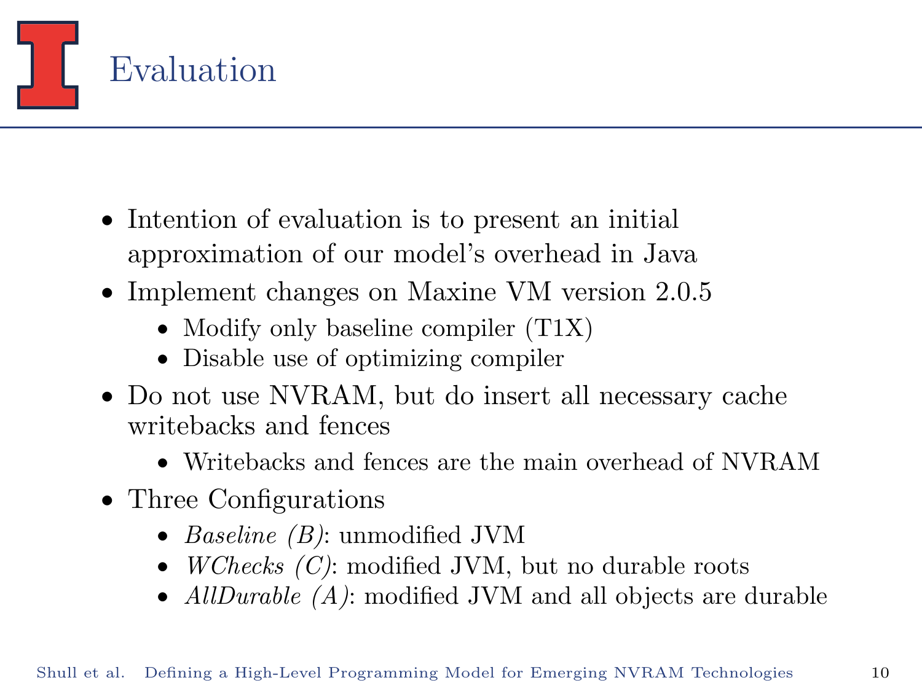# Evaluation

- Intention of evaluation is to present an initial approximation of our model's overhead in Java
- Implement changes on Maxine VM version 2.0.5
  - Modify only baseline compiler (T1X)
  - Disable use of optimizing compiler
- Do not use NVRAM, but do insert all necessary cache writebacks and fences
  - Writebacks and fences are the main overhead of NVRAM
- Three Configurations
  - *Baseline (B)*: unmodified JVM
  - *WChecks (C)*: modified JVM, but no durable roots
  - *AllDurable (A)*: modified JVM and all objects are durable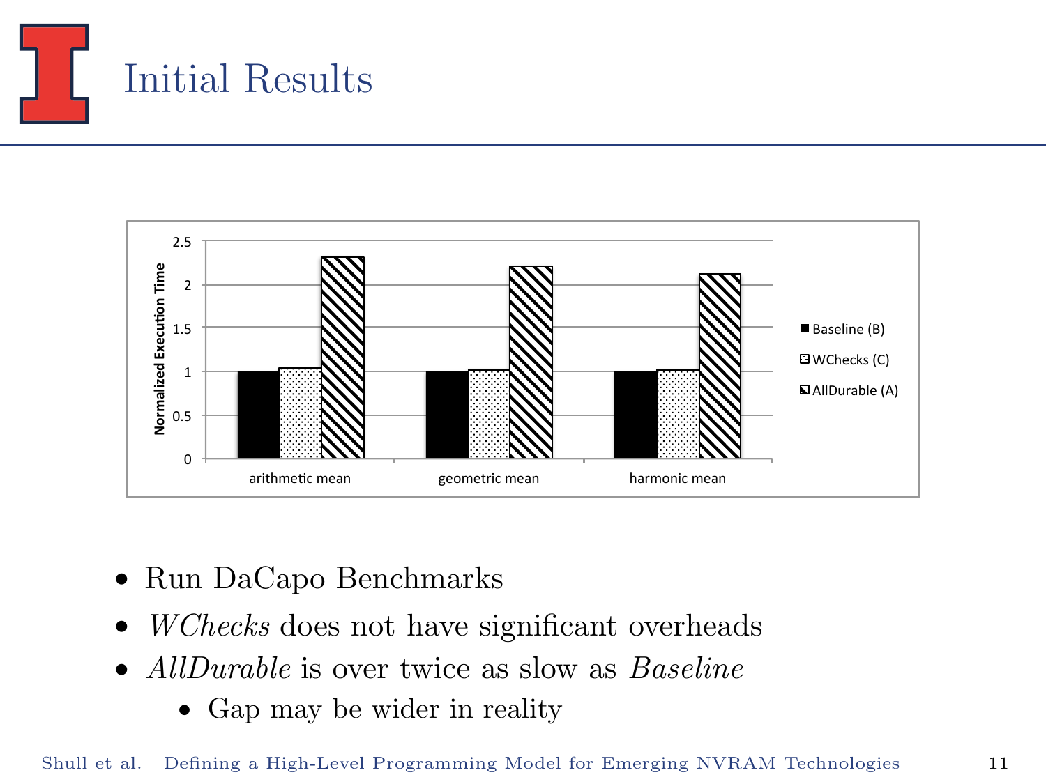# Initial Results

- Run DaCapo Benchmarks
- *WChecks* does not have significant overheads
- *AllDurable* is over twice as slow as *Baseline*
  - Gap may be wider in reality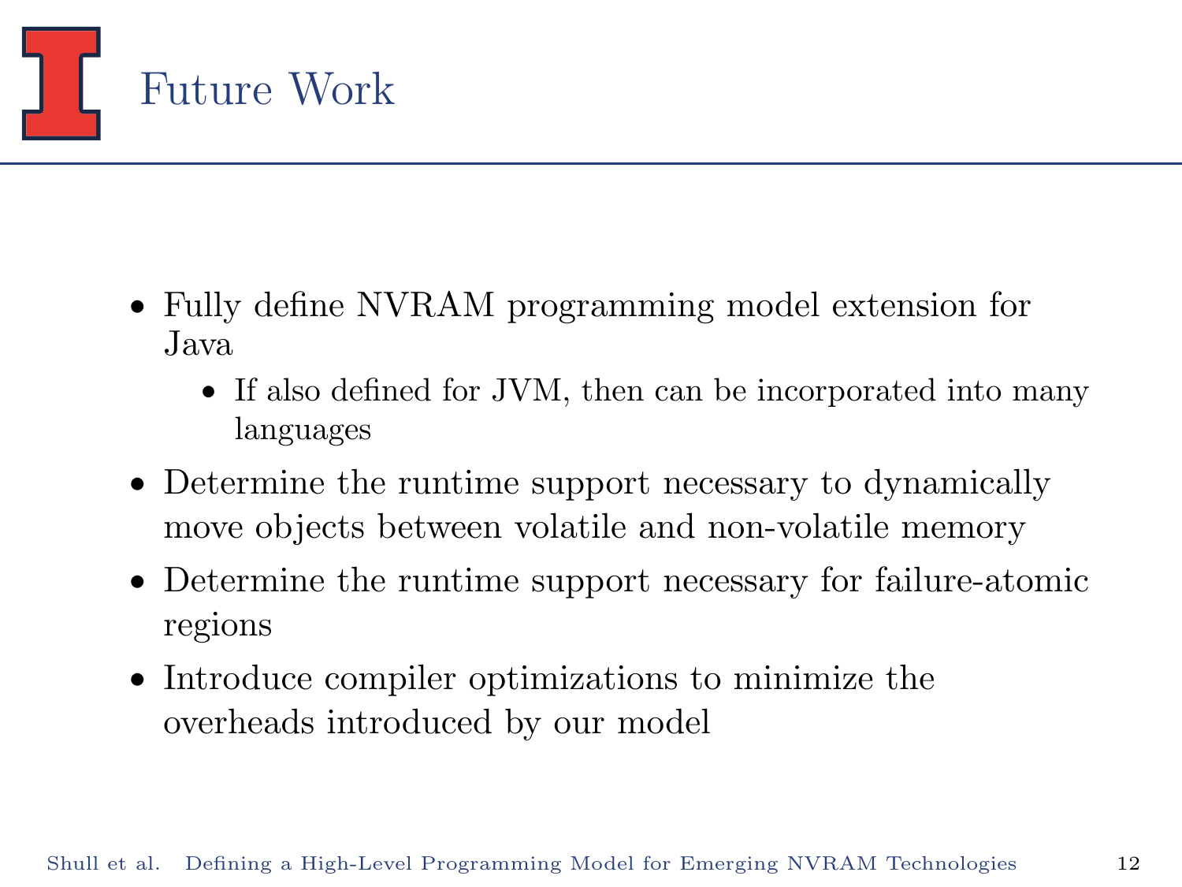# Future Work

- Fully define NVRAM programming model extension for Java
  - If also defined for JVM, then can be incorporated into many languages
- Determine the runtime support necessary to dynamically move objects between volatile and non-volatile memory
- Determine the runtime support necessary for failure-atomic regions
- Introduce compiler optimizations to minimize the overheads introduced by our model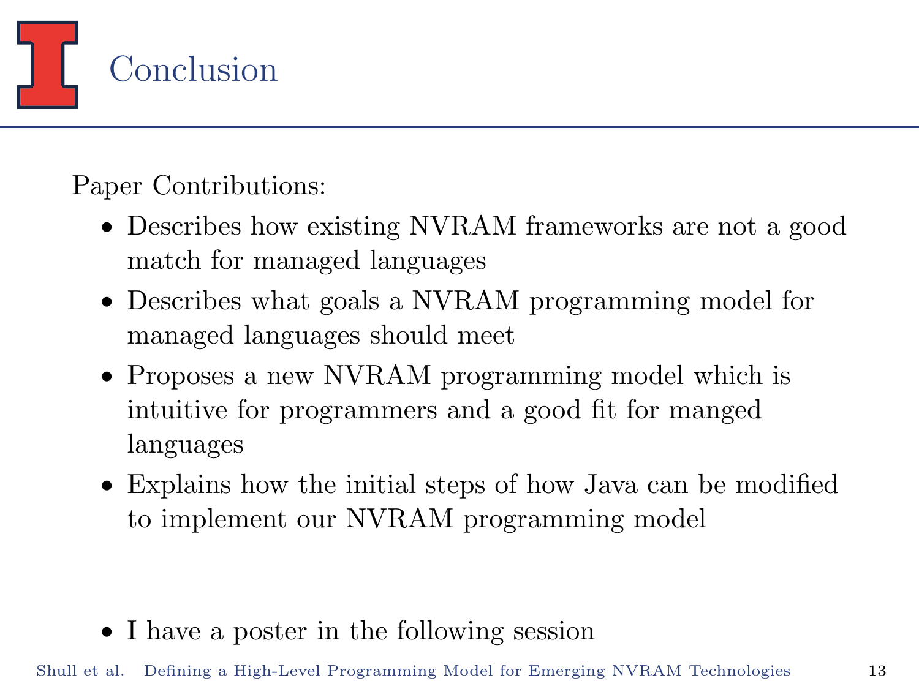# Conclusion

Paper Contributions:

- Describes how existing NVRAM frameworks are not a good match for managed languages
- Describes what goals a NVRAM programming model for managed languages should meet
- Proposes a new NVRAM programming model which is intuitive for programmers and a good fit for manged languages
- Explains how the initial steps of how Java can be modified to implement our NVRAM programming model

- I have a poster in the following session